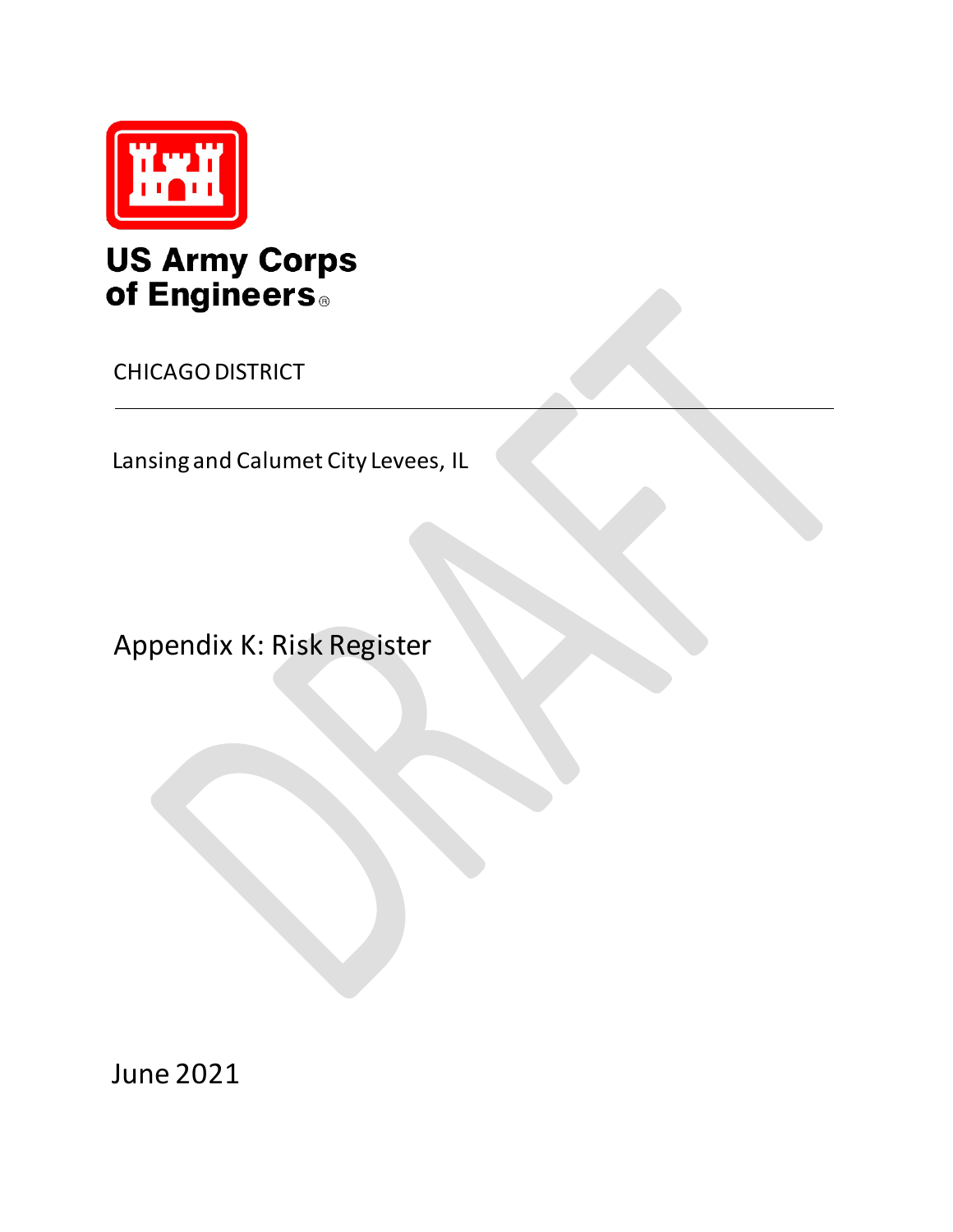US Army Corps of Engineers®

CHICAGO DISTRICT

---

Lansing and Calumet City Levees, IL

# Appendix K: Risk Register

June 2021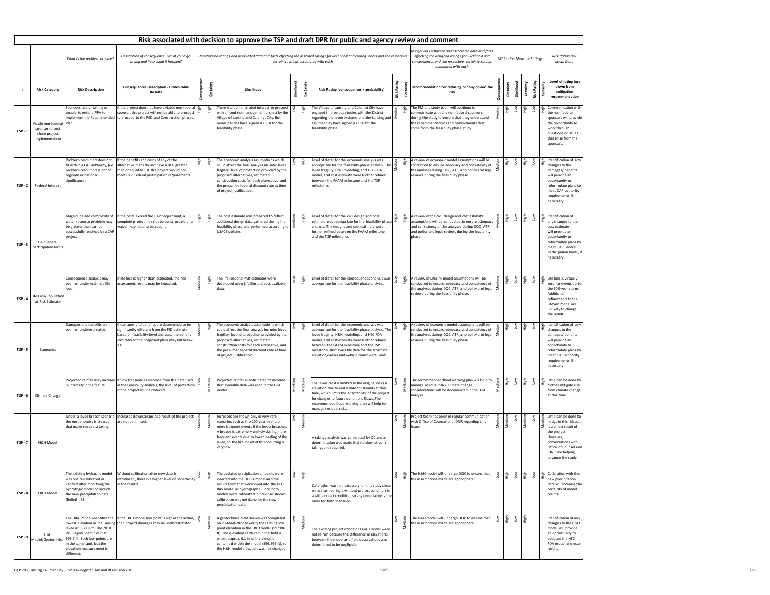# Risk associated with decision to approve the TSP and draft DPR for public and agency review and comment

| # | Risk Category | Risk Description | Consequences Description - Undesirable Results | Consequence | Certainty | Likelihood | Likelihood | Certainty | Risk Rating (consequences x probability) | Risk Rating | Certainty | Recommendation for reducing or "buy down" the risk | Consequence | Certainty | Likelihood | Certainty | Risk Rating | Certainty | Level of rating buy down from mitigation recommendation |
|---|---|---|---|---|---|---|---|---|---|---|---|---|---|---|---|---|---|---|---|
| | | What is the problem or issue? | Description of consequence. What could go wrong and how could it happen? | Unmitigated ratings and associated data and facts effecting the assigned ratings for likelihood and consequences and the respective certainty ratings associated with each | | | | | | | | Mitigation Technique and associated data and facts effecting the assigned ratings for likelihood and consequences and the respective certainty ratings associated with each | Mitigation Measure Ratings | | | | | | Risk Rating Buy down Delta |
| TSP - 1 | Viable non-federal sponsor to cost share project implementation | Sponsors are unwilling or unable to enter a PPA to implement the Recommended Plan. | If the project does not have a viable non-federal sponsor, the project will not be able to proceed to proceed to the PED and Construction phases. | High | High | There is a demonstrated interest to proceed with a flood risk management project by the Village of Lansing and Calumet City. Both municipalities have signed a FCSA for the feasibility phase. | Low | High | The Village of Lansing and Calumet City have engaged in previous studies with the District regarding the levee systems, and the Lansing and Calumet City have signed a FCSA for the feasibility phase. | Medium | High | The PM and study team will continue to communicate with the non-federal sponsors during the study to ensure that they understand the recommendations and commitments that come from the feasibility phase study. | Medium | High | Low | High | Low | High | Communication with the non-federal sponsors will provide the opportunity to work through questions or issues that arise from the sponsors. |
| TSP - 2 | Federal Interest | Problem resolution does not fit within a CAP authority, (I.e. problem resolution is not of regional or national significance). | If the benefits and costs of any of the alternative plans do not have a BCR greater than or equal to 1.0, the project would not meet CAP Federal participation requirements. | High | High | The economic analysis assumptions which could affect the final analysis include: levee fragility, level of protection provided by the proposed alternatives, estimated construction costs for each alternative, and the presumed federal discount rate at time of project justification. | Low | High | Level of detail for the economic analysis was appropriate for the feasibility phase analysis. The levee fragility, H&H modeling, and HEC-FDA model, and cost estimate were further refined between the FAAM milestone and the TSP milestone. | Medium | High | A review of economic model assumptions will be conducted to ensure adequacy and consistency of the analyses during DQC, ATR, and policy and legal reviews during the feasibility phase. | Medium | High | Low | High | Low | High | Identification of any changes to the damages/ benefits will provide an opportunity to reformulate plans to meet CAP authority requirements, if necessary. |
| TSP - 3 | CAP Federal participation limits | Magnitude and complexity of water resource problem may be greater than can be successfully resolved by a CAP project. | If the costs exceed the CAP project limit, a complete project may not be constructible or a waiver may need to be sought. | High | High | The cost estimate was prepared to reflect additional design data gathered during the feasibility phase and performed according to USACE policies. | Medium | High | Level of detail for the civil design and cost estimate was appropriate for the feasibility phase analysis. The designs and cost estimate were further refined between the FAAM milestone and the TSP milestone. | High | High | A review of the civil design and cost estimate assumptions will be conducted to ensure adequacy and consistency of the analyses during DQC, ATR, and policy and legal reviews during the feasibility phase. | Medium | High | Low | High | Low | High | Identification of any changes to the cost estimate will provide an opportunity to reformulate plans to meet CAP Federal participation limits, if necessary. |
| TSP - 4 | Life Loss/Population at Risk Estimate | Consequence analysis may over- or under-estimate life loss. | If life loss is higher than estimated, the risk assessment results may be impacted. | Medium | High | The life loss and PAR estimates were developed using LifeSim and best available data. | Low | High | Level of detail for the consequences analysis was appropriate for the feasibility phase analysis. | Low | High | A review of LifeSim model assumptions will be conducted to ensure adequacy and consistency of the analyses during DQC, ATR, and policy and legal reviews during the feasibility phase. | Medium | High | Low | High | Low | High | Life loss is virtually zero for events up to the 500-year storm. Additional refinements to the LifeSim model are unlikely to change the result. |
| TSP - 5 | Economics | Damages and benefits are over- or underestimated. | If damages and benefits are determined to be significantly different from the FID estimate based on feasibility-level analyses, the benefit cost ratio of the proposed plans may fall below 1.0. | Medium | High | The economic analysis assumptions which could affect the final analysis include: levee fragility, level of protection provided by the proposed alternatives, estimated construction costs for each alternative, and the presumed federal discount rate at time of project justification. | Low | High | Level of detail for the economic analysis was appropriate for the feasibility phase analysis. The levee fragility, H&H modeling, and HEC-FDA model, and cost estimate were further refined between the FAAM milestone and the TSP milestone. Best available data for the structure elevation/values and vehicle count were used. | Low | High | A review of economic model assumptions will be conducted to ensure adequacy and consistency of the analyses during DQC, ATR, and policy and legal reviews during the feasibility phase. | Medium | High | Low | High | Low | High | Identification of any changes to the damages/ benefits will provide an opportunity to reformulate plans to meet CAP authority requirements, if necessary. |
| TSP - 6 | Climate Change | Projected rainfall may increase in intensity in the future. | If flow frequencies increase from the data used in the Feasibility analysis, the level of protection of the project will be reduced. | Low | Medium | Projected rainfall is anticipated to increase. Best available data was used in the H&H model. | Medium | Medium | The levee crest is limited to the original design elevation due to real estate constraints at this time, which limits the adaptability of the project for changes to future conditions flows. The recommended flood warning plan will help to manage residual risks. | Low | Medium | The recommended flood warning plan will help to manage residual risks. Climate change considerations will be documented in the H&H analysis. | Medium | High | Low | High | Low | High | Little can be done to further mitigate risk from climate change at this time. |
| TSP - 7 | H&H Model | Under a levee breach scenario, the model shows increases that make require a taking. | Increases downstream as a result of the project are not permitted. | Medium | Medium | Increases are shown only in very rare scenarios such as the 100-year event, or more frequent events if the levee breaches. A breach is extremely unlikely during more frequent events due to lower loading of the levee, so the likelihood of this occurring is very low. | Low | Medium | A takings analysis was completed by OC and a determination was made that no downstream takings are required. | Low | Medium | Project team has been in regular communication with Office of Counsel and IDNR regarding this issue. | Medium | Medium | Low | Medium | Low | Medium | Little can be done to mitigate this risk as it is a direct result of the project. However, conversations with Office of Counsel and IDNR are helping advance the study. |
| TSP - 8 | H&H Model | The existing hydraulic model was not re-calibrated or verified after modifying the hydrologic model to include the new precipitation data (Bulletin 75) | Without calibration after new data is introduced, there is a higher level of uncertainty in the results. | Low | High | The updated precipitation amounts were inserted into the HEC-1 model and the results from that were input into the HEC-RAS model as hydrographs. Since both models were calibrated in previous studies, calibration was not done for the new precipitation data. | Low | High | Calibration was not necessary for this study since we are comparing a without-project condition to a with-project condition, so any uncertainty is the same for both scenarios. | Low | High | The H&H model will undergo DQC to ensure that the assumptions made are appropriate. | Low | High | Low | High | Low | High | Calibration with the new precipitation data will increase the certainty of model results. |
| TSP - 9 | H&H Model/Geotechnical | The H&H model identifies the lowest elevation in the Lansing levee at 597.08-ft. The 2018 I&R Report identifies it at 596.7-ft. Both low points are in the same spot, but the elevation measurement is different. | If the H&H model low point is higher tha actual, then project damages may be underestimated. | Low | Medium | A geotechnical field survey was completed on 23-MAR-2022 to verify the Lansing low point elevation in the H&H model (597.08-ft). The elevation captured in the field is within approx. 0.1 in of the elevation contained within the model (596.966-ft), so the H&H model elevation was not changed. | Low | Medium | The existing project conditions H&H model were not re-run because the difference in elevations between the model and field observations was determined to be negligible. | Low | Medium | The H&H model will undergo DQC to ensure that the assumptions made are appropriate. | Low | High | Low | High | | | Identification of any changes to the H&H model will provide an opportunity to updated the HEC-FDA model and econ results. |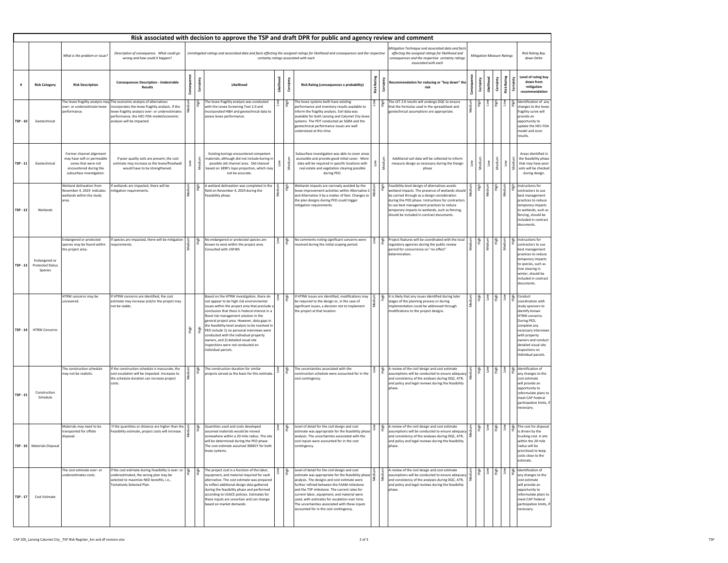# Risk associated with decision to approve the TSP and draft DPR for public and agency review and comment

| # | Risk Category | Risk Description | Consequences Description - Undesirable Results | Consequence | Certainty | Likelihood | Likelihood | Certainty | Risk Rating (consequences x probability) | Risk Rating | Certainty | Recommendation for reducing or "buy down" the risk | Consequence | Certainty | Likelihood | Certainty | Risk Rating | Certainty | Level of rating buy down from mitigation recommendation |
|---|---|---|---|---|---|---|---|---|---|---|---|---|---|---|---|---|---|---|---|
| | | *What is the problem or issue?* | *Description of consequence. What could go wrong and how could it happen?* | *Unmitigated ratings and associated data and facts effecting the assigned ratings for likelihood and consequences and the respective certainty ratings associated with each* | | | | | | | | *Mitigation Technique and associated data and facts effecting the assigned ratings for likelihood and consequences and the respective certainty ratings associated with each* | *Mitigation Measure Ratings* | | | | | | *Risk Rating Buy down Delta* |
| TSP - 10 | Geotechnical | The levee fragility analysis may over- or underestimate levee performance. | The economic analysis of alternatives incorporates the levee fragility analysis. If the levee fragility analysis over- or underestimates performance, the HEC-FDA model/economic analysis will be impacted. | Medium | High | The levee fragility analysis was conducted with the Levee Screening Tool 2.0 and incorporated H&H and geotechnical data to assess levee performance. | Low | High | The levee systems both have existing performance and inventory results available to inform the fragility analysis. Soil data was available for both Lansing and Calumet City levee systems. The PDT conducted an SQRA and the geotechnical performance issues are well understood at this time. | Low | High | The LST 2.0 results will undergo DQC to ensure that the formulas used in the spreadsheet and geotechnical assumptions are appropriate. | Medium | High | Low | High | Low | High | Identification of any changes to the levee fragility curve will provide an opportunity to update the HEC-FDA model and econ results. |
| TSP - 11 | Geotechnical | Former channel alignment may have soft or permeable zones that were not encountered during the subsurface investigation. | If poor quality soils are present, the cost estimate may increase as the levee/floodwall would have to be strengthened. | Low | Medium | Existing borings encountered competent materials; although did not include boring in possible old channel area. Old channel based on 1890's topo projection, which may not be accurate. | Low | Medium | Subsurface investigation was able to cover areas accessible and provide good initial cover. More data will be required in specific locations with real estate and vegetation clearing possible during PED. | Low | Medium | Additional soil data will be collected to inform measure design as necessary during the Design phase | Low | Medium | Low | Medium | Low | Medium | Areas identified in the feasibility phase that may have poor soils will be checked during design. |
| TSP - 12 | Wetlands | Wetland delineation from November 4, 2019 indicates wetlands within the study area. | If wetlands are impacted, there will be mitigation requirements. | Medium | High | A wetland delineation was completed in the field on November 4, 2019 during the Feasibility phase. | Medium | High | Wetlands impacts are narrowly avoided by the levee improvement activities within Alternative 2 and Alternative 3 by a matter of feet. Changes to the plan designs during PED could trigger mitigation requirements. | Medium | High | Feasibility-level design of alternatives avoids wetland impacts. The presence of wetlands should be carried through as a design consideration during the PED phase. Instructions for contractors to use best management practices to reduce temporary impacts to wetlands, such as fencing, should be included in contract documents. | Medium | High | Medium | High | Medium | High | Instructions for contractors to use best management practices to reduce temporary impacts to wetlands, such as fencing, should be included in contract documents. |
| TSP - 13 | Endangered or Protected Status Species | Endangered or protected species may be found within the project area. | If species are impacted, there will be mitigation requirements. | Medium | High | No endangered or protected species are known to exist within the project area. Consulted with USFWS | Low | High | No comments noting significant concerns were received during the initial scoping period. | Low | High | Project features will be coordinated with the local regulatory agencies during the public review period for concurrence on "no effect" determination. | Medium | High | Medium | High | Medium | High | Instructions for contractors to use best management practices to reduce temporary impacts to species, such as tree clearing in winter, should be included in contract documents. |
| TSP - 14 | HTRW Concerns | HTRW concerns may be uncovered. | If HTRW concerns are identified, the cost estimate may increase and/or the project may not be viable. | High | High | Based on the HTRW investigation, there do not appear to be high risk environmental issues within the project area that preclude a conclusion that there is Federal interest in a flood risk management solution in the general project area. However, data gaps in the feasibility-level analysis to be resolved in PED include 1) no personal interviews were conducted with the individual property owners, and 2) detailed visual site inspections were not conducted on individual parcels. | Low | High | If HTRW issues are identified, modifications may be required to the design or, in the case of significant issues, a decision not to implement the project at that location. | Medium | high | It is likely that any issues identified during later stages of the planning process or during implementation could be addressed through modifications to the project designs. | Medium | High | Low | High | Low | High | Conduct coordination with study sponsors to identify known HTRW concerns. During PED, complete any necessary interviews with property owners and conduct detailed visual site inspections on individual parcels. |
| TSP - 15 | Construction Schedule | The construction schedule may not be realistic. | If the construction schedule is inaccurate, the cost escalation will be impacted. Increases to the schedule duration can increase project costs. | Medium | High | The construction duration for similar projects served as the basis for this estimate. | Low | High | The uncertainties associated with the construction schedule were accounted for in the cost contingency. | Low | High | A review of the civil design and cost estimate assumptions will be conducted to ensure adequacy and consistency of the analyses during DQC, ATR, and policy and legal reviews during the feasibility phase. | Medium | High | Low | High | Low | High | Identification of any changes to the cost estimate will provide an opportunity to reformulate plans to meet CAP Federal participation limits, if necessary. |
| TSP - 16 | Materials Disposal | Materials may need to be transported for offsite disposal. | If the quantities or distance are higher than the Feasibility estimate, project costs will increase. | Medium | High | Quantities used and costs developed assumed materials would be moved somewhere within a 20 mile radius. The site will be determined during the PED phase. The cost estimate assumed 3000CY for both levee systems. | Low | High | Level of detail for the civil design and cost estimate was appropriate for the feasibility phase analysis. The uncertainties associated with the cost inputs were accounted for in the cost contingency. | Low | High | A review of the civil design and cost estimate assumptions will be conducted to ensure adequacy and consistency of the analyses during DQC, ATR, and policy and legal reviews during the feasibility phase. | Medium | High | Low | High | Low | High | The cost for disposal is driven by the trucking cost. A site within the 20 mile radius will be prioritized to keep costs close to the estimate. |
| TSP - 17 | Cost Estimate | The cost estimate over- or underestimates costs. | If the cost estimate during Feasibility is over- or underestimated, the wrong plan may be selected to maximize NED benefits, i.e., Tentatively Selected Plan. | High | High | The project cost is a function of the labor, equipment, and material required for each alternative. The cost estimate was prepared to reflect additional design data gathered during the feasibility phase and performed according to USACE policies. Estimates for these inputs are uncertain and can change based on market demands. | Low | High | Level of detail for the civil design and cost estimate was appropriate for the feasibility phase analysis. The designs and cost estimate were further refined between the FAAM milestone and the TSP milestone. The current rates for current labor, equipment, and material were used, with estimates for escalation over time. The uncertainties associated with these inputs accounted for in the cost contingency. | Medium | Medium | A review of the civil design and cost estimate assumptions will be conducted to ensure adequacy and consistency of the analyses during DQC, ATR, and policy and legal reviews during the feasibility phase. | Medium | High | Low | High | Low | High | Identification of any changes to the cost estimate will provide an opportunity to reformulate plans to meet CAP Federal participation limits, if necessary. |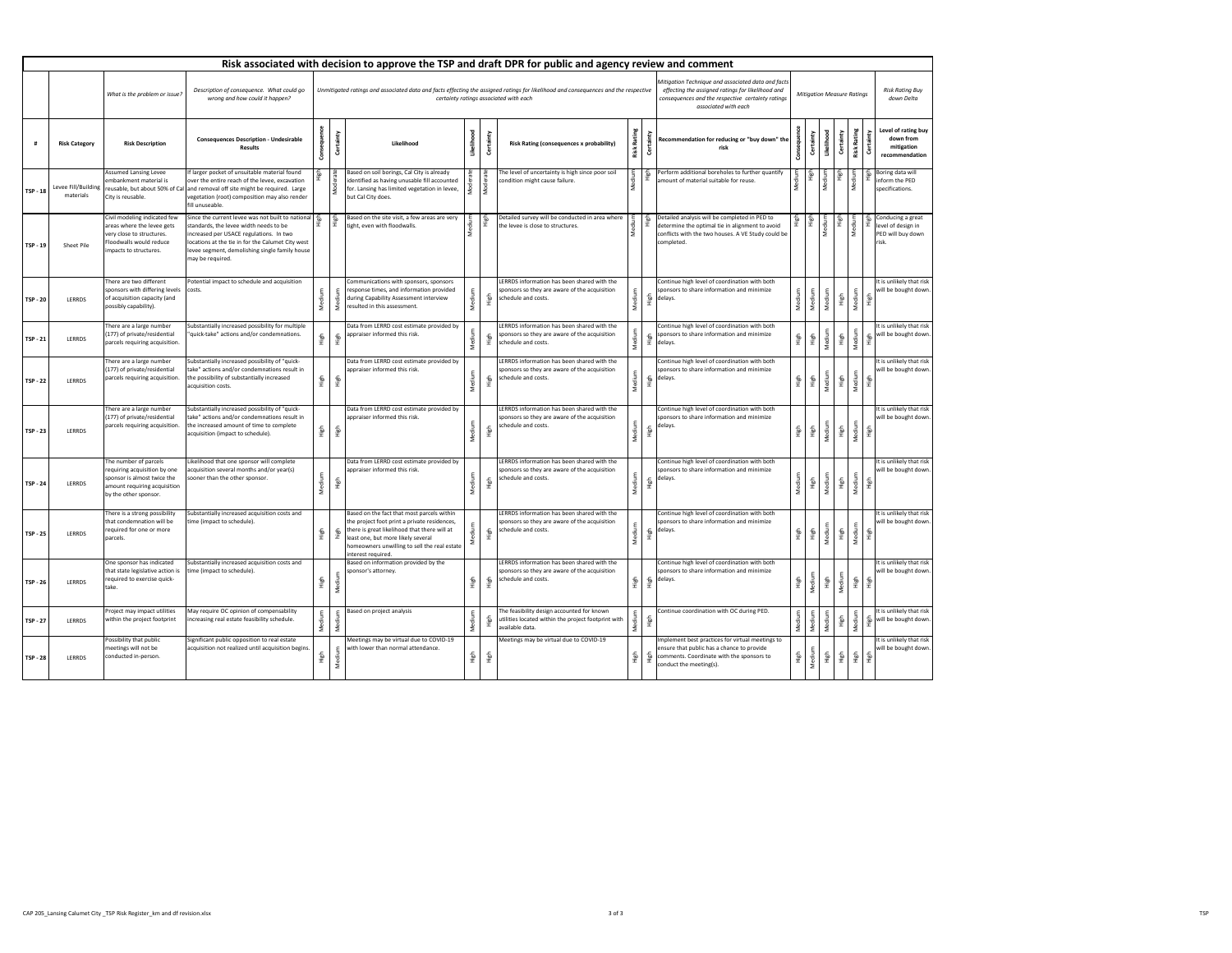# Risk associated with decision to approve the TSP and draft DPR for public and agency review and comment

| | | What is the problem or issue? | Description of consequence. What could go wrong and how could it happen? | Unmitigated ratings and associated data and facts effecting the assigned ratings for likelihood and consequences and the respective certainty ratings associated with each | | | | | | | | Mitigation Technique and associated data and facts effecting the assigned ratings for likelihood and consequences and the respective certainty ratings associated with each | Mitigation Measure Ratings | | | | | | Risk Rating Buy down Delta |
|---|---|---|---|---|---|---|---|---|---|---|---|---|---|---|---|---|---|---|---|
| # | Risk Category | Risk Description | Consequences Description - Undesirable Results | Consequence | Certainty | Likelihood | Likelihood | Certainty | Risk Rating (consequences x probability) | Risk Rating | Certainty | Recommendation for reducing or "buy down" the risk | Consequence | Certainty | Likelihood | Certainty | Risk Rating | Certainty | Level of rating buy down from mitigation recommendation |
| TSP - 18 | Levee Fill/Building materials | Assumed Lansing Levee embankment material is reusable, but about 50% of Cal City is reusable. | If larger pocket of unsuitable material found over the entire reach of the levee, excavation and removal off site might be required. Large vegetation (root) composition may also render fill unuseable. | High | Moderate | Based on soil borings, Cal City is already identified as having unusable fill accounted for. Lansing has limited vegetation in levee, but Cal City does. | Moderate | Moderate | The level of uncertainty is high since poor soil condition might cause failure. | Medium | High | Perform additional boreholes to further quantify amount of material suitable for reuse. | Medium | High | Medium | High | Medium | High | Boring data will inform the PED specifications. |
| TSP - 19 | Sheet Pile | Civil modeling indicated few areas where the levee gets very close to structures. Floodwalls would reduce impacts to structures. | Since the current levee was not built to national standards, the levee width needs to be increased per USACE regulations. In two locations at the tie in for the Calumet City west levee segment, demolishing single family house may be required. | High | High | Based on the site visit, a few areas are very tight, even with floodwalls. | Medium | High | Detailed survey will be conducted in area where the levee is close to structures. | Medium | High | Detailed analysis will be completed in PED to determine the optimal tie in alignment to avoid conflicts with the two houses. A VE Study could be completed. | High | High | Medium | High | Medium | High | Conducing a great level of design in PED will buy down risk. |
| TSP - 20 | LERRDS | There are two different sponsors with differing levels of acquisition capacity (and possibly capability). | Potential impact to schedule and acquisition costs. | Medium | Medium | Communications with sponsors, sponsors response times, and information provided during Capability Assessment interview resulted in this assessment. | Medium | High | LERRDS information has been shared with the sponsors so they are aware of the acquisition schedule and costs. | Medium | High | Continue high level of coordination with both sponsors to share information and minimize delays. | Medium | Medium | Medium | High | Medium | High | It is unlikely that risk will be bought down. |
| TSP - 21 | LERRDS | There are a large number (177) of private/residential parcels requiring acquisition. | Substantially increased possibility for multiple "quick-take" actions and/or condemnations. | High | High | Data from LERRD cost estimate provided by appraiser informed this risk. | Medium | High | LERRDS information has been shared with the sponsors so they are aware of the acquisition schedule and costs. | Medium | High | Continue high level of coordination with both sponsors to share information and minimize delays. | High | High | Medium | High | Medium | High | It is unlikely that risk will be bought down. |
| TSP - 22 | LERRDS | There are a large number (177) of private/residential parcels requiring acquisition. | Substantially increased possibility of "quick-take" actions and/or condemnations result in the possibility of substantially increased acquisition costs. | High | High | Data from LERRD cost estimate provided by appraiser informed this risk. | Medium | High | LERRDS information has been shared with the sponsors so they are aware of the acquisition schedule and costs. | Medium | High | Continue high level of coordination with both sponsors to share information and minimize delays. | High | High | Medium | High | Medium | High | It is unlikely that risk will be bought down. |
| TSP - 23 | LERRDS | There are a large number (177) of private/residential parcels requiring acquisition. | Substantially increased possibility of "quick-take" actions and/or condemnations result in the increased amount of time to complete acquisition (impact to schedule). | High | High | Data from LERRD cost estimate provided by appraiser informed this risk. | Medium | High | LERRDS information has been shared with the sponsors so they are aware of the acquisition schedule and costs. | Medium | High | Continue high level of coordination with both sponsors to share information and minimize delays. | High | High | Medium | High | Medium | High | It is unlikely that risk will be bought down. |
| TSP - 24 | LERRDS | The number of parcels requiring acquisition by one sponsor is almost twice the amount requiring acquisition by the other sponsor. | Likelihood that one sponsor will complete acquisition several months and/or year(s) sooner than the other sponsor. | Medium | High | Data from LERRD cost estimate provided by appraiser informed this risk. | Medium | High | LERRDS information has been shared with the sponsors so they are aware of the acquisition schedule and costs. | Medium | High | Continue high level of coordination with both sponsors to share information and minimize delays. | Medium | High | Medium | High | Medium | High | It is unlikely that risk will be bought down. |
| TSP - 25 | LERRDS | There is a strong possibility that condemnation will be required for one or more parcels. | Substantially increased acquisition costs and time (impact to schedule). | High | High | Based on the fact that most parcels within the project foot print a private residences, there is great likelihood that there will at least one, but more likely several homeowners unwilling to sell the real estate interest required. | Medium | High | LERRDS information has been shared with the sponsors so they are aware of the acquisition schedule and costs. | Medium | High | Continue high level of coordination with both sponsors to share information and minimize delays. | High | High | Medium | High | Medium | High | It is unlikely that risk will be bought down. |
| TSP - 26 | LERRDS | One sponsor has indicated that state legislative action is required to exercise quick-take. | Substantially increased acquisition costs and time (impact to schedule). | High | Medium | Based on information provided by the sponsor's attorney. | High | High | LERRDS information has been shared with the sponsors so they are aware of the acquisition schedule and costs. | High | High | Continue high level of coordination with both sponsors to share information and minimize delays. | High | Medium | High | Medium | High | High | It is unlikely that risk will be bought down. |
| TSP - 27 | LERRDS | Project may impact utilities within the project footprint | May require OC opinion of compensability increasing real estate feasibility schedule. | Medium | Medium | Based on project analysis | Medium | High | The feasibility design accounted for known utilities located within the project footprint with available data. | Medium | High | Continue coordination with OC during PED. | Medium | Medium | Medium | High | Medium | High | It is unlikely that risk will be bought down. |
| TSP - 28 | LERRDS | Possibility that public meetings will not be conducted in-person. | Significant public opposition to real estate acquisition not realized until acquisition begins. | High | Medium | Meetings may be virtual due to COVID-19 with lower than normal attendance. | High | High | Meetings may be virtual due to COVID-19 | High | High | Implement best practices for virtual meetings to ensure that public has a chance to provide comments. Coordinate with the sponsors to conduct the meeting(s). | High | Medium | High | High | High | High | It is unlikely that risk will be bought down. |